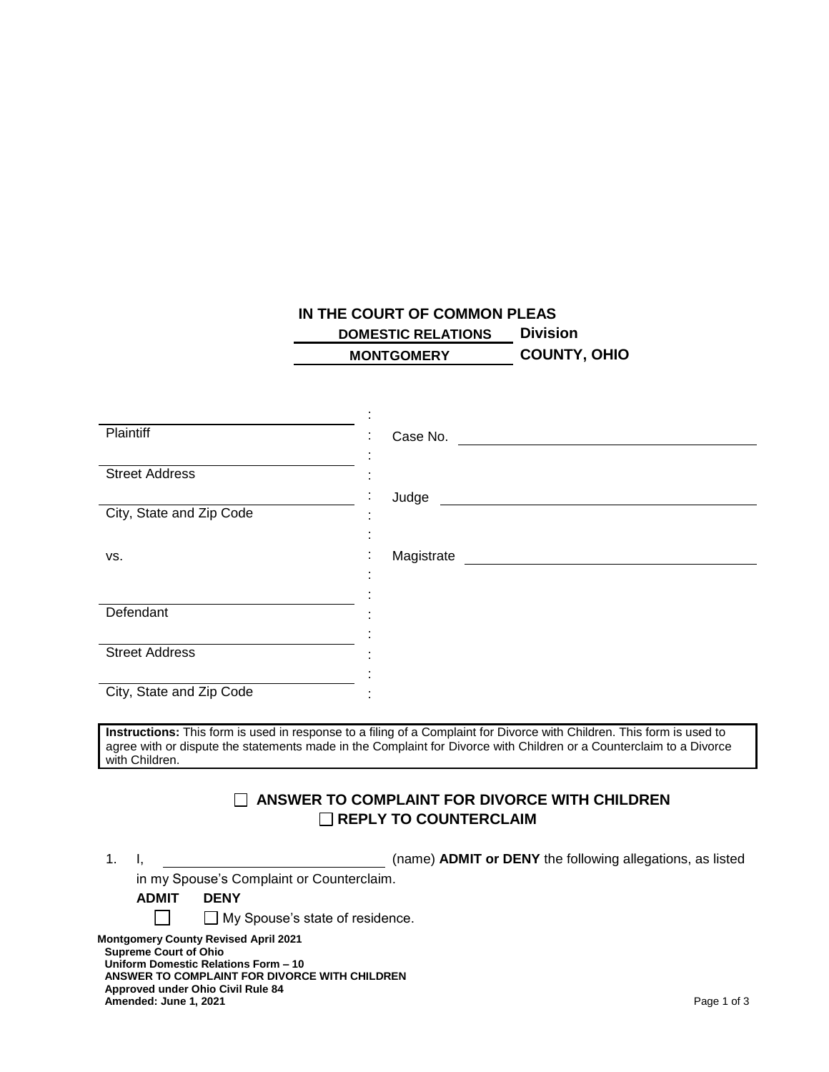**IN THE COURT OF COMMON PLEAS**
**DOMESTIC RELATIONS Division**
**MONTGOMERY COUNTY, OHIO**

| | | |
|---|---|---|
| ______________________ | : | |
| Plaintiff | : | Case No. ______________________ |
| ______________________ | : | |
| Street Address | : | |
| ______________________ | : | Judge ______________________ |
| City, State and Zip Code | : | |
| | : | |
| vs. | : | Magistrate ______________________ |
| | : | |
| ______________________ | : | |
| Defendant | : | |
| ______________________ | : | |
| Street Address | : | |
| ______________________ | : | |
| City, State and Zip Code | : | |

**Instructions:** This form is used in response to a filing of a Complaint for Divorce with Children. This form is used to agree with or dispute the statements made in the Complaint for Divorce with Children or a Counterclaim to a Divorce with Children.

## ☐ ANSWER TO COMPLAINT FOR DIVORCE WITH CHILDREN
## ☐ REPLY TO COUNTERCLAIM

1. I, ______________________ (name) **ADMIT or DENY** the following allegations, as listed in my Spouse's Complaint or Counterclaim.

   **ADMIT** **DENY**

   ☐ ☐ My Spouse's state of residence.

**Montgomery County Revised April 2021**
**Supreme Court of Ohio**
**Uniform Domestic Relations Form – 10**
**ANSWER TO COMPLAINT FOR DIVORCE WITH CHILDREN**
**Approved under Ohio Civil Rule 84**
**Amended: June 1, 2021**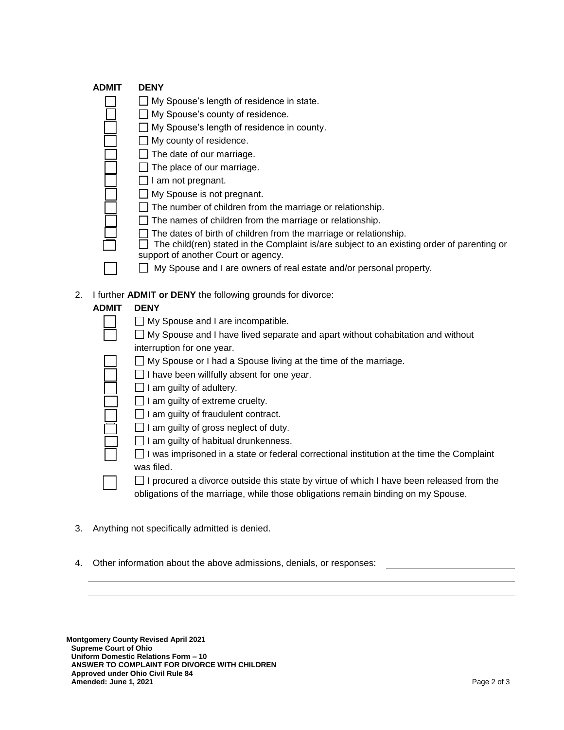| ADMIT | DENY | |
|---|---|---|
| ☐ | ☐ | My Spouse's length of residence in state. |
| ☐ | ☐ | My Spouse's county of residence. |
| ☐ | ☐ | My Spouse's length of residence in county. |
| ☐ | ☐ | My county of residence. |
| ☐ | ☐ | The date of our marriage. |
| ☐ | ☐ | The place of our marriage. |
| ☐ | ☐ | I am not pregnant. |
| ☐ | ☐ | My Spouse is not pregnant. |
| ☐ | ☐ | The number of children from the marriage or relationship. |
| ☐ | ☐ | The names of children from the marriage or relationship. |
| ☐ | ☐ | The dates of birth of children from the marriage or relationship. |
| ☐ | ☐ | The child(ren) stated in the Complaint is/are subject to an existing order of parenting or support of another Court or agency. |
| ☐ | ☐ | My Spouse and I are owners of real estate and/or personal property. |

2. I further **ADMIT or DENY** the following grounds for divorce:

| ADMIT | DENY | |
|---|---|---|
| ☐ | ☐ | My Spouse and I are incompatible. |
| ☐ | ☐ | My Spouse and I have lived separate and apart without cohabitation and without interruption for one year. |
| ☐ | ☐ | My Spouse or I had a Spouse living at the time of the marriage. |
| ☐ | ☐ | I have been willfully absent for one year. |
| ☐ | ☐ | I am guilty of adultery. |
| ☐ | ☐ | I am guilty of extreme cruelty. |
| ☐ | ☐ | I am guilty of fraudulent contract. |
| ☐ | ☐ | I am guilty of gross neglect of duty. |
| ☐ | ☐ | I am guilty of habitual drunkenness. |
| ☐ | ☐ | I was imprisoned in a state or federal correctional institution at the time the Complaint was filed. |
| ☐ | ☐ | I procured a divorce outside this state by virtue of which I have been released from the obligations of the marriage, while those obligations remain binding on my Spouse. |

3. Anything not specifically admitted is denied.

4. Other information about the above admissions, denials, or responses: ______________________________

__________________________________________________________________________

__________________________________________________________________________

**Montgomery County Revised April 2021**
**Supreme Court of Ohio**
**Uniform Domestic Relations Form – 10**
**ANSWER TO COMPLAINT FOR DIVORCE WITH CHILDREN**
**Approved under Ohio Civil Rule 84**
**Amended: June 1, 2021**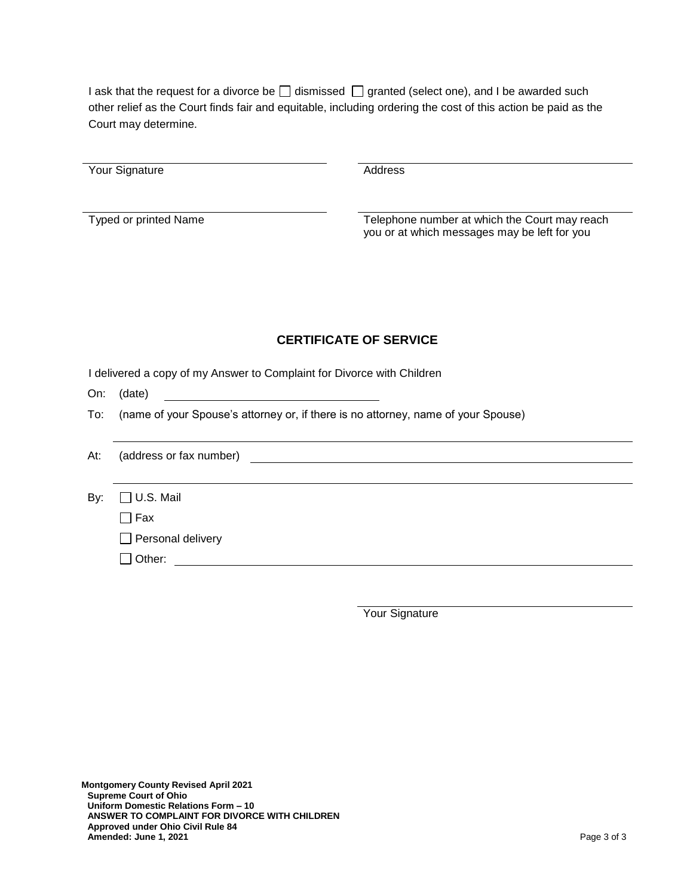I ask that the request for a divorce be ☐ dismissed ☐ granted (select one), and I be awarded such other relief as the Court finds fair and equitable, including ordering the cost of this action be paid as the Court may determine.

| | |
|---|---|
| \_\_\_\_\_\_\_\_\_\_\_\_\_\_\_\_\_\_\_\_\_\_\_\_\_\_\_\_ | \_\_\_\_\_\_\_\_\_\_\_\_\_\_\_\_\_\_\_\_\_\_\_\_\_\_\_\_ |
| Your Signature | Address |
| \_\_\_\_\_\_\_\_\_\_\_\_\_\_\_\_\_\_\_\_\_\_\_\_\_\_\_\_ | \_\_\_\_\_\_\_\_\_\_\_\_\_\_\_\_\_\_\_\_\_\_\_\_\_\_\_\_ |
| Typed or printed Name | Telephone number at which the Court may reach you or at which messages may be left for you |

## CERTIFICATE OF SERVICE

I delivered a copy of my Answer to Complaint for Divorce with Children

On: (date) \_\_\_\_\_\_\_\_\_\_\_\_\_\_\_\_\_\_\_\_\_\_\_\_\_\_\_\_

To: (name of your Spouse's attorney or, if there is no attorney, name of your Spouse)

\_\_\_\_\_\_\_\_\_\_\_\_\_\_\_\_\_\_\_\_\_\_\_\_\_\_\_\_\_\_\_\_\_\_\_\_\_\_\_\_\_\_\_\_\_\_\_\_\_\_\_\_\_\_\_\_

At: (address or fax number) \_\_\_\_\_\_\_\_\_\_\_\_\_\_\_\_\_\_\_\_\_\_\_\_\_\_\_\_\_\_\_\_\_\_\_\_\_\_\_\_

\_\_\_\_\_\_\_\_\_\_\_\_\_\_\_\_\_\_\_\_\_\_\_\_\_\_\_\_\_\_\_\_\_\_\_\_\_\_\_\_\_\_\_\_\_\_\_\_\_\_\_\_\_\_\_\_

By:
- ☐ U.S. Mail
- ☐ Fax
- ☐ Personal delivery
- ☐ Other: \_\_\_\_\_\_\_\_\_\_\_\_\_\_\_\_\_\_\_\_\_\_\_\_\_\_\_\_\_\_\_\_\_\_\_\_\_\_\_\_

\_\_\_\_\_\_\_\_\_\_\_\_\_\_\_\_\_\_\_\_\_\_\_\_\_\_\_\_
Your Signature

**Montgomery County Revised April 2021**
**Supreme Court of Ohio**
**Uniform Domestic Relations Form – 10**
**ANSWER TO COMPLAINT FOR DIVORCE WITH CHILDREN**
**Approved under Ohio Civil Rule 84**
**Amended: June 1, 2021**